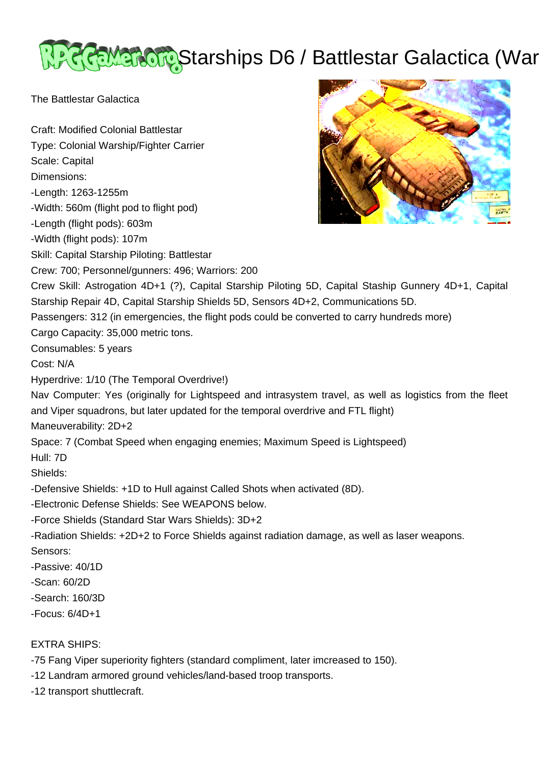# Starships D6 / Battlestar Galactica (War

The Battlestar Galactica

Craft: Modified Colonial Battlestar
Type: Colonial Warship/Fighter Carrier
Scale: Capital
Dimensions:
-Length: 1263-1255m
-Width: 560m (flight pod to flight pod)
-Length (flight pods): 603m
-Width (flight pods): 107m
Skill: Capital Starship Piloting: Battlestar
Crew: 700; Personnel/gunners: 496; Warriors: 200
Crew Skill: Astrogation 4D+1 (?), Capital Starship Piloting 5D, Capital Stasship Gunnery 4D+1, Capital Starship Repair 4D, Capital Starship Shields 5D, Sensors 4D+2, Communications 5D.
Passengers: 312 (in emergencies, the flight pods could be converted to carry hundreds more)
Cargo Capacity: 35,000 metric tons.
Consumables: 5 years
Cost: N/A
Hyperdrive: 1/10 (The Temporal Overdrive!)
Nav Computer: Yes (originally for Lightspeed and intrasystem travel, as well as logistics from the fleet and Viper squadrons, but later updated for the temporal overdrive and FTL flight)
Maneuverability: 2D+2
Space: 7 (Combat Speed when engaging enemies; Maximum Speed is Lightspeed)
Hull: 7D
Shields:
-Defensive Shields: +1D to Hull against Called Shots when activated (8D).
-Electronic Defense Shields: See WEAPONS below.
-Force Shields (Standard Star Wars Shields): 3D+2
-Radiation Shields: +2D+2 to Force Shields against radiation damage, as well as laser weapons.
Sensors:
-Passive: 40/1D
-Scan: 60/2D
-Search: 160/3D
-Focus: 6/4D+1

EXTRA SHIPS:
-75 Fang Viper superiority fighters (standard compliment, later imcreased to 150).
-12 Landram armored ground vehicles/land-based troop transports.
-12 transport shuttlecraft.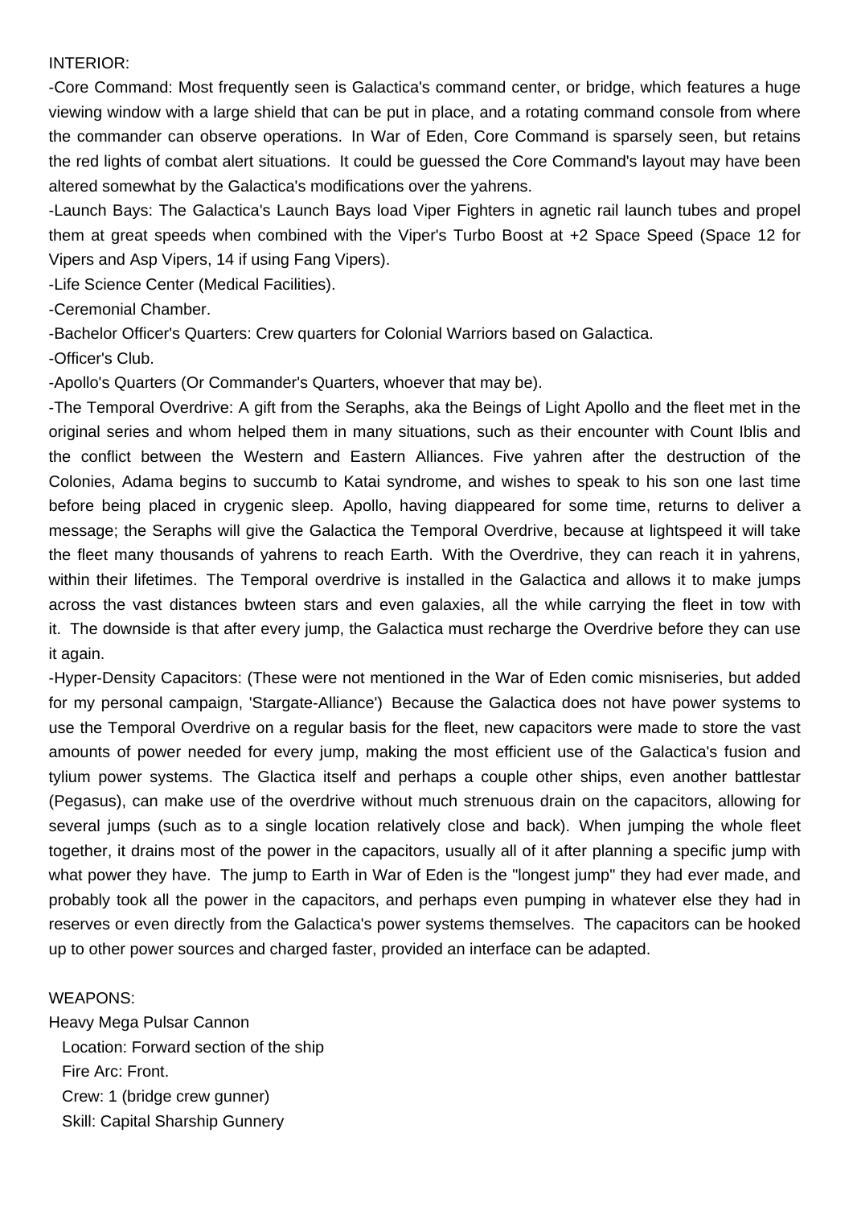INTERIOR:

-Core Command: Most frequently seen is Galactica's command center, or bridge, which features a huge viewing window with a large shield that can be put in place, and a rotating command console from where the commander can observe operations. In War of Eden, Core Command is sparsely seen, but retains the red lights of combat alert situations. It could be guessed the Core Command's layout may have been altered somewhat by the Galactica's modifications over the yahrens.

-Launch Bays: The Galactica's Launch Bays load Viper Fighters in agnetic rail launch tubes and propel them at great speeds when combined with the Viper's Turbo Boost at +2 Space Speed (Space 12 for Vipers and Asp Vipers, 14 if using Fang Vipers).

-Life Science Center (Medical Facilities).

-Ceremonial Chamber.

-Bachelor Officer's Quarters: Crew quarters for Colonial Warriors based on Galactica.

-Officer's Club.

-Apollo's Quarters (Or Commander's Quarters, whoever that may be).

-The Temporal Overdrive: A gift from the Seraphs, aka the Beings of Light Apollo and the fleet met in the original series and whom helped them in many situations, such as their encounter with Count Iblis and the conflict between the Western and Eastern Alliances. Five yahren after the destruction of the Colonies, Adama begins to succumb to Katai syndrome, and wishes to speak to his son one last time before being placed in crygenic sleep. Apollo, having diappeared for some time, returns to deliver a message; the Seraphs will give the Galactica the Temporal Overdrive, because at lightspeed it will take the fleet many thousands of yahrens to reach Earth. With the Overdrive, they can reach it in yahrens, within their lifetimes. The Temporal overdrive is installed in the Galactica and allows it to make jumps across the vast distances bwteen stars and even galaxies, all the while carrying the fleet in tow with it. The downside is that after every jump, the Galactica must recharge the Overdrive before they can use it again.

-Hyper-Density Capacitors: (These were not mentioned in the War of Eden comic misniseries, but added for my personal campaign, 'Stargate-Alliance') Because the Galactica does not have power systems to use the Temporal Overdrive on a regular basis for the fleet, new capacitors were made to store the vast amounts of power needed for every jump, making the most efficient use of the Galactica's fusion and tylium power systems. The Glactica itself and perhaps a couple other ships, even another battlestar (Pegasus), can make use of the overdrive without much strenuous drain on the capacitors, allowing for several jumps (such as to a single location relatively close and back). When jumping the whole fleet together, it drains most of the power in the capacitors, usually all of it after planning a specific jump with what power they have. The jump to Earth in War of Eden is the "longest jump" they had ever made, and probably took all the power in the capacitors, and perhaps even pumping in whatever else they had in reserves or even directly from the Galactica's power systems themselves. The capacitors can be hooked up to other power sources and charged faster, provided an interface can be adapted.

WEAPONS:

Heavy Mega Pulsar Cannon

Location: Forward section of the ship

Fire Arc: Front.

Crew: 1 (bridge crew gunner)

Skill: Capital Sharship Gunnery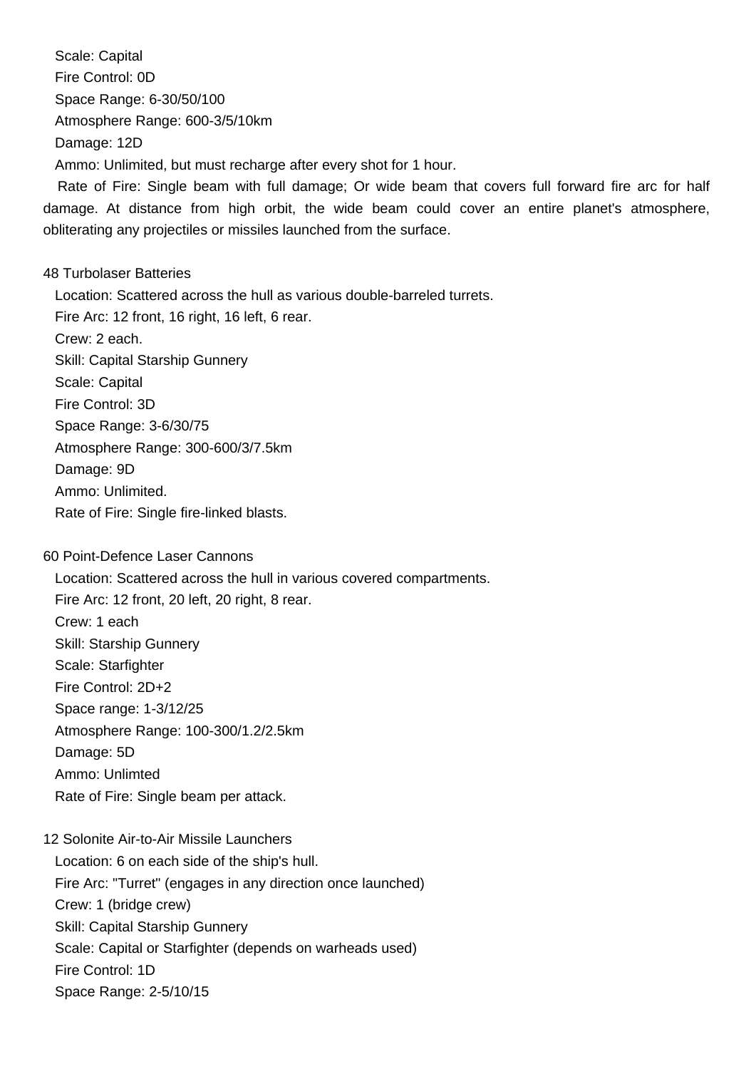Scale: Capital
Fire Control: 0D
Space Range: 6-30/50/100
Atmosphere Range: 600-3/5/10km
Damage: 12D
Ammo: Unlimited, but must recharge after every shot for 1 hour.
Rate of Fire: Single beam with full damage; Or wide beam that covers full forward fire arc for half damage. At distance from high orbit, the wide beam could cover an entire planet's atmosphere, obliterating any projectiles or missiles launched from the surface.

48 Turbolaser Batteries
Location: Scattered across the hull as various double-barreled turrets.
Fire Arc: 12 front, 16 right, 16 left, 6 rear.
Crew: 2 each.
Skill: Capital Starship Gunnery
Scale: Capital
Fire Control: 3D
Space Range: 3-6/30/75
Atmosphere Range: 300-600/3/7.5km
Damage: 9D
Ammo: Unlimited.
Rate of Fire: Single fire-linked blasts.

60 Point-Defence Laser Cannons
Location: Scattered across the hull in various covered compartments.
Fire Arc: 12 front, 20 left, 20 right, 8 rear.
Crew: 1 each
Skill: Starship Gunnery
Scale: Starfighter
Fire Control: 2D+2
Space range: 1-3/12/25
Atmosphere Range: 100-300/1.2/2.5km
Damage: 5D
Ammo: Unlimted
Rate of Fire: Single beam per attack.

12 Solonite Air-to-Air Missile Launchers
Location: 6 on each side of the ship's hull.
Fire Arc: "Turret" (engages in any direction once launched)
Crew: 1 (bridge crew)
Skill: Capital Starship Gunnery
Scale: Capital or Starfighter (depends on warheads used)
Fire Control: 1D
Space Range: 2-5/10/15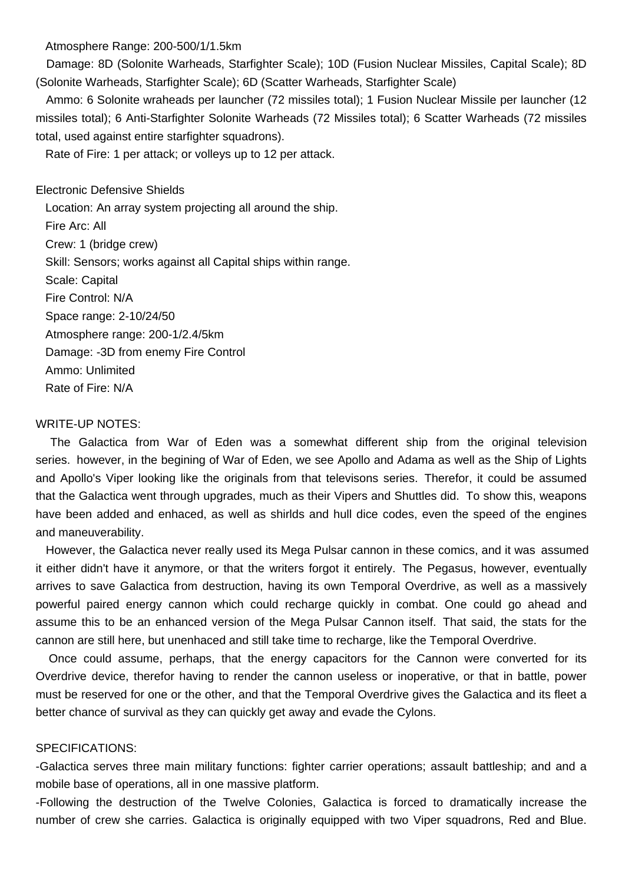Atmosphere Range: 200-500/1/1.5km

Damage: 8D (Solonite Warheads, Starfighter Scale); 10D (Fusion Nuclear Missiles, Capital Scale); 8D (Solonite Warheads, Starfighter Scale); 6D (Scatter Warheads, Starfighter Scale)

Ammo: 6 Solonite wraheads per launcher (72 missiles total); 1 Fusion Nuclear Missile per launcher (12 missiles total); 6 Anti-Starfighter Solonite Warheads (72 Missiles total); 6 Scatter Warheads (72 missiles total, used against entire starfighter squadrons).

Rate of Fire: 1 per attack; or volleys up to 12 per attack.

Electronic Defensive Shields

Location: An array system projecting all around the ship.
Fire Arc: All
Crew: 1 (bridge crew)
Skill: Sensors; works against all Capital ships within range.
Scale: Capital
Fire Control: N/A
Space range: 2-10/24/50
Atmosphere range: 200-1/2.4/5km
Damage: -3D from enemy Fire Control
Ammo: Unlimited
Rate of Fire: N/A

WRITE-UP NOTES:

The Galactica from War of Eden was a somewhat different ship from the original television series. however, in the begining of War of Eden, we see Apollo and Adama as well as the Ship of Lights and Apollo's Viper looking like the originals from that televisons series. Therefor, it could be assumed that the Galactica went through upgrades, much as their Vipers and Shuttles did. To show this, weapons have been added and enhaced, as well as shirlds and hull dice codes, even the speed of the engines and maneuverability.

However, the Galactica never really used its Mega Pulsar cannon in these comics, and it was assumed it either didn't have it anymore, or that the writers forgot it entirely. The Pegasus, however, eventually arrives to save Galactica from destruction, having its own Temporal Overdrive, as well as a massively powerful paired energy cannon which could recharge quickly in combat. One could go ahead and assume this to be an enhanced version of the Mega Pulsar Cannon itself. That said, the stats for the cannon are still here, but unenhaced and still take time to recharge, like the Temporal Overdrive.

Once could assume, perhaps, that the energy capacitors for the Cannon were converted for its Overdrive device, therefor having to render the cannon useless or inoperative, or that in battle, power must be reserved for one or the other, and that the Temporal Overdrive gives the Galactica and its fleet a better chance of survival as they can quickly get away and evade the Cylons.

SPECIFICATIONS:

-Galactica serves three main military functions: fighter carrier operations; assault battleship; and and a mobile base of operations, all in one massive platform.

-Following the destruction of the Twelve Colonies, Galactica is forced to dramatically increase the number of crew she carries. Galactica is originally equipped with two Viper squadrons, Red and Blue.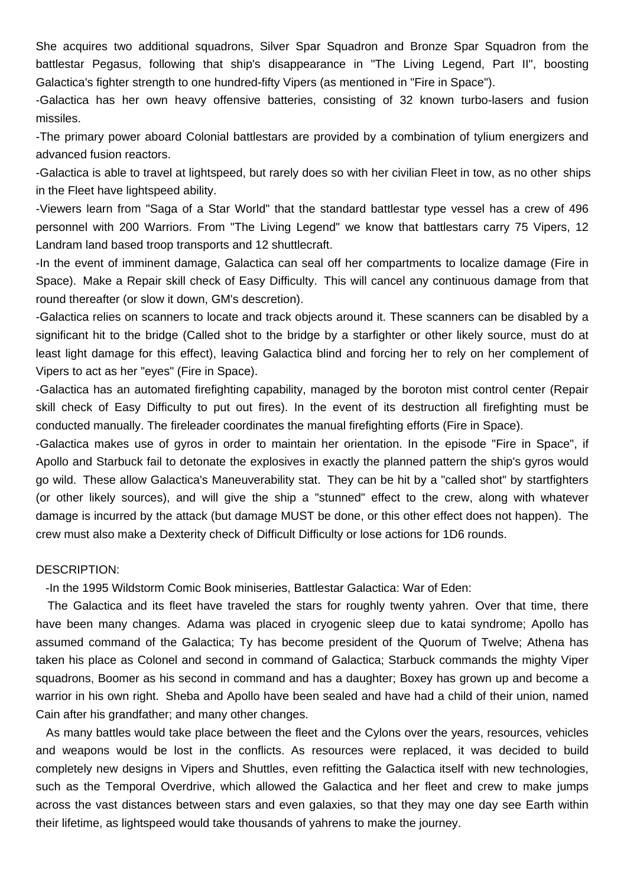She acquires two additional squadrons, Silver Spar Squadron and Bronze Spar Squadron from the battlestar Pegasus, following that ship's disappearance in "The Living Legend, Part II", boosting Galactica's fighter strength to one hundred-fifty Vipers (as mentioned in "Fire in Space").

-Galactica has her own heavy offensive batteries, consisting of 32 known turbo-lasers and fusion missiles.

-The primary power aboard Colonial battlestars are provided by a combination of tylium energizers and advanced fusion reactors.

-Galactica is able to travel at lightspeed, but rarely does so with her civilian Fleet in tow, as no other ships in the Fleet have lightspeed ability.

-Viewers learn from "Saga of a Star World" that the standard battlestar type vessel has a crew of 496 personnel with 200 Warriors. From "The Living Legend" we know that battlestars carry 75 Vipers, 12 Landram land based troop transports and 12 shuttlecraft.

-In the event of imminent damage, Galactica can seal off her compartments to localize damage (Fire in Space). Make a Repair skill check of Easy Difficulty. This will cancel any continuous damage from that round thereafter (or slow it down, GM's descretion).

-Galactica relies on scanners to locate and track objects around it. These scanners can be disabled by a significant hit to the bridge (Called shot to the bridge by a starfighter or other likely source, must do at least light damage for this effect), leaving Galactica blind and forcing her to rely on her complement of Vipers to act as her "eyes" (Fire in Space).

-Galactica has an automated firefighting capability, managed by the boroton mist control center (Repair skill check of Easy Difficulty to put out fires). In the event of its destruction all firefighting must be conducted manually. The fireleader coordinates the manual firefighting efforts (Fire in Space).

-Galactica makes use of gyros in order to maintain her orientation. In the episode "Fire in Space", if Apollo and Starbuck fail to detonate the explosives in exactly the planned pattern the ship's gyros would go wild. These allow Galactica's Maneuverability stat. They can be hit by a "called shot" by startfighters (or other likely sources), and will give the ship a "stunned" effect to the crew, along with whatever damage is incurred by the attack (but damage MUST be done, or this other effect does not happen). The crew must also make a Dexterity check of Difficult Difficulty or lose actions for 1D6 rounds.

DESCRIPTION:

-In the 1995 Wildstorm Comic Book miniseries, Battlestar Galactica: War of Eden:

The Galactica and its fleet have traveled the stars for roughly twenty yahren. Over that time, there have been many changes. Adama was placed in cryogenic sleep due to katai syndrome; Apollo has assumed command of the Galactica; Ty has become president of the Quorum of Twelve; Athena has taken his place as Colonel and second in command of Galactica; Starbuck commands the mighty Viper squadrons, Boomer as his second in command and has a daughter; Boxey has grown up and become a warrior in his own right. Sheba and Apollo have been sealed and have had a child of their union, named Cain after his grandfather; and many other changes.

As many battles would take place between the fleet and the Cylons over the years, resources, vehicles and weapons would be lost in the conflicts. As resources were replaced, it was decided to build completely new designs in Vipers and Shuttles, even refitting the Galactica itself with new technologies, such as the Temporal Overdrive, which allowed the Galactica and her fleet and crew to make jumps across the vast distances between stars and even galaxies, so that they may one day see Earth within their lifetime, as lightspeed would take thousands of yahrens to make the journey.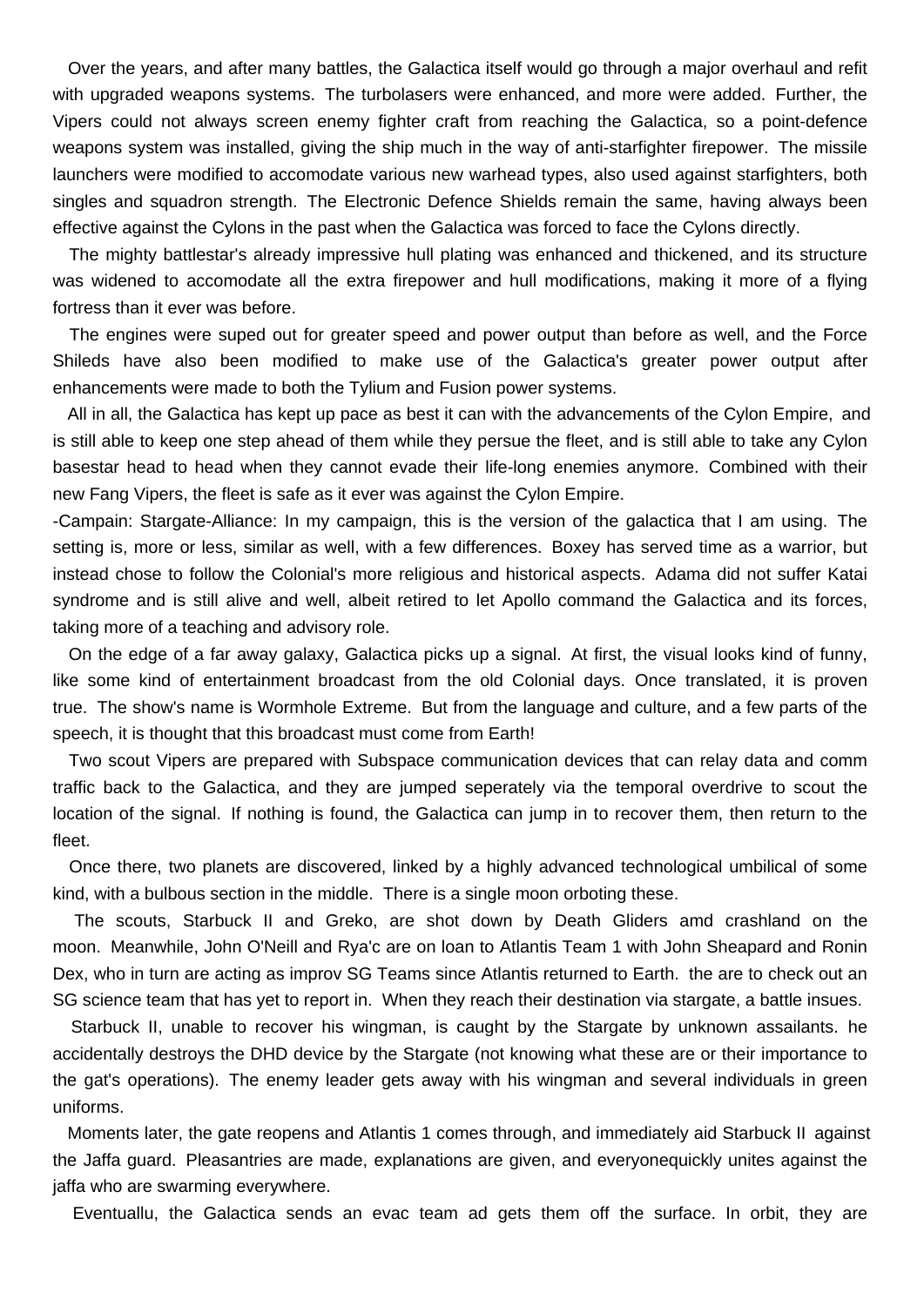Over the years, and after many battles, the Galactica itself would go through a major overhaul and refit with upgraded weapons systems. The turbolasers were enhanced, and more were added. Further, the Vipers could not always screen enemy fighter craft from reaching the Galactica, so a point-defence weapons system was installed, giving the ship much in the way of anti-starfighter firepower. The missile launchers were modified to accomodate various new warhead types, also used against starfighters, both singles and squadron strength. The Electronic Defence Shields remain the same, having always been effective against the Cylons in the past when the Galactica was forced to face the Cylons directly.

The mighty battlestar's already impressive hull plating was enhanced and thickened, and its structure was widened to accomodate all the extra firepower and hull modifications, making it more of a flying fortress than it ever was before.

The engines were suped out for greater speed and power output than before as well, and the Force Shileds have also been modified to make use of the Galactica's greater power output after enhancements were made to both the Tylium and Fusion power systems.

All in all, the Galactica has kept up pace as best it can with the advancements of the Cylon Empire, and is still able to keep one step ahead of them while they persue the fleet, and is still able to take any Cylon basestar head to head when they cannot evade their life-long enemies anymore. Combined with their new Fang Vipers, the fleet is safe as it ever was against the Cylon Empire.

-Campain: Stargate-Alliance: In my campaign, this is the version of the galactica that I am using. The setting is, more or less, similar as well, with a few differences. Boxey has served time as a warrior, but instead chose to follow the Colonial's more religious and historical aspects. Adama did not suffer Katai syndrome and is still alive and well, albeit retired to let Apollo command the Galactica and its forces, taking more of a teaching and advisory role.

On the edge of a far away galaxy, Galactica picks up a signal. At first, the visual looks kind of funny, like some kind of entertainment broadcast from the old Colonial days. Once translated, it is proven true. The show's name is Wormhole Extreme. But from the language and culture, and a few parts of the speech, it is thought that this broadcast must come from Earth!

Two scout Vipers are prepared with Subspace communication devices that can relay data and comm traffic back to the Galactica, and they are jumped seperately via the temporal overdrive to scout the location of the signal. If nothing is found, the Galactica can jump in to recover them, then return to the fleet.

Once there, two planets are discovered, linked by a highly advanced technological umbilical of some kind, with a bulbous section in the middle. There is a single moon orboting these.

The scouts, Starbuck II and Greko, are shot down by Death Gliders amd crashland on the moon. Meanwhile, John O'Neill and Rya'c are on loan to Atlantis Team 1 with John Sheapard and Ronin Dex, who in turn are acting as improv SG Teams since Atlantis returned to Earth. the are to check out an SG science team that has yet to report in. When they reach their destination via stargate, a battle insues.

Starbuck II, unable to recover his wingman, is caught by the Stargate by unknown assailants. he accidentally destroys the DHD device by the Stargate (not knowing what these are or their importance to the gat's operations). The enemy leader gets away with his wingman and several individuals in green uniforms.

Moments later, the gate reopens and Atlantis 1 comes through, and immediately aid Starbuck II against the Jaffa guard. Pleasantries are made, explanations are given, and everyonequickly unites against the jaffa who are swarming everywhere.

Eventuallu, the Galactica sends an evac team ad gets them off the surface. In orbit, they are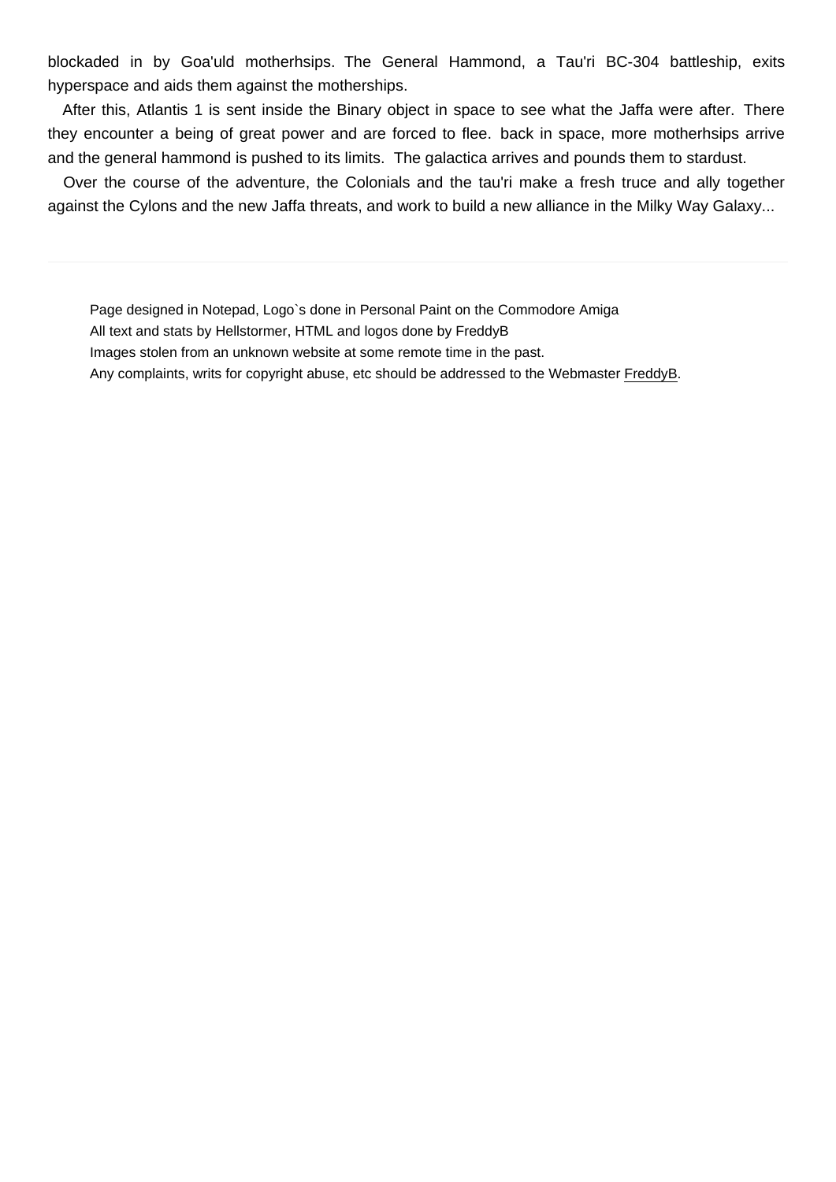blockaded in by Goa'uld motherhsips. The General Hammond, a Tau'ri BC-304 battleship, exits hyperspace and aids them against the motherships.

After this, Atlantis 1 is sent inside the Binary object in space to see what the Jaffa were after. There they encounter a being of great power and are forced to flee. back in space, more motherhsips arrive and the general hammond is pushed to its limits. The galactica arrives and pounds them to stardust.

Over the course of the adventure, the Colonials and the tau'ri make a fresh truce and ally together against the Cylons and the new Jaffa threats, and work to build a new alliance in the Milky Way Galaxy...

---

Page designed in Notepad, Logo`s done in Personal Paint on the Commodore Amiga
All text and stats by Hellstormer, HTML and logos done by FreddyB
Images stolen from an unknown website at some remote time in the past.
Any complaints, writs for copyright abuse, etc should be addressed to the Webmaster FreddyB.